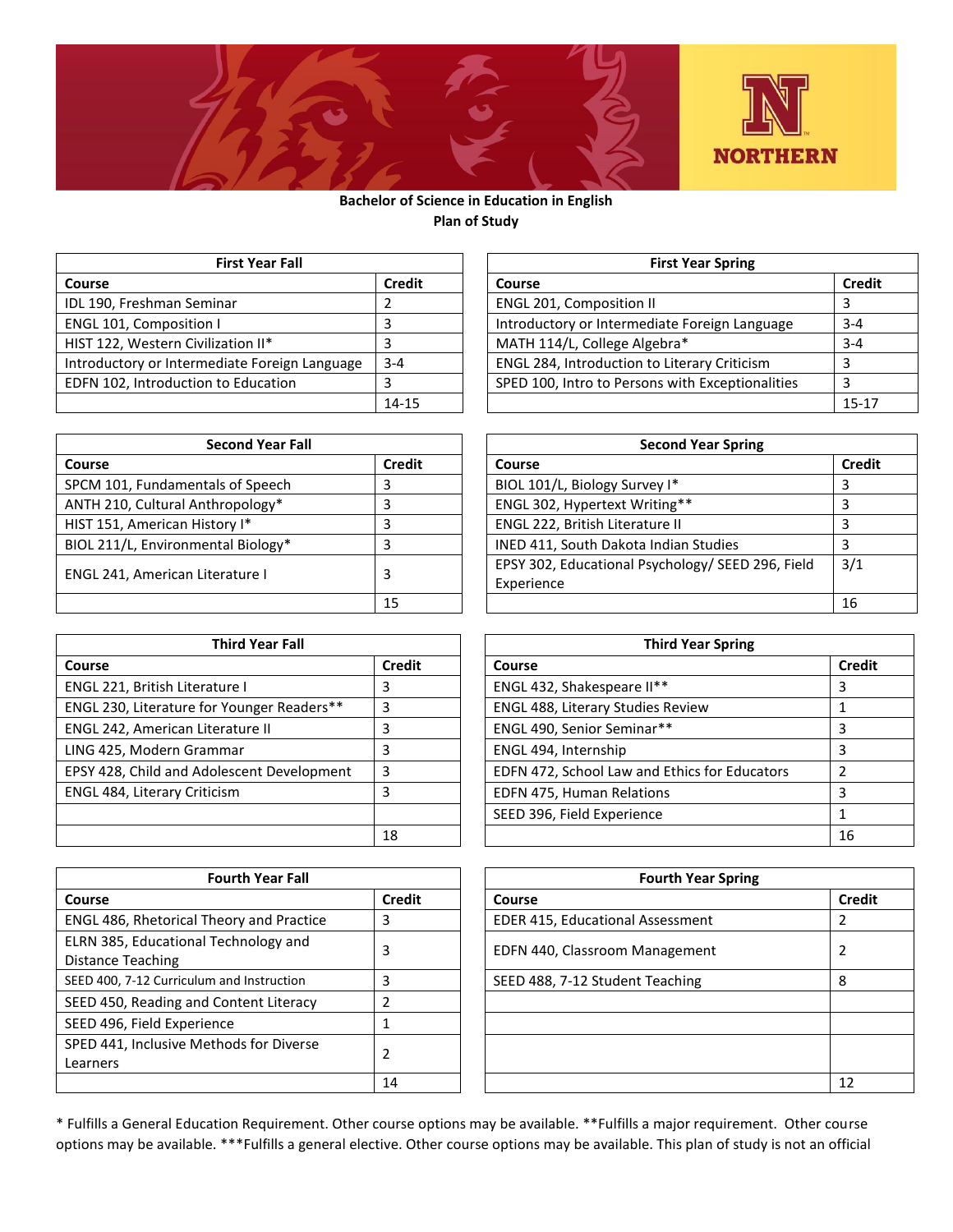**Bachelor of Science in Education in English**

**Plan of Study**

| First Year Fall | |
|---|---|
| **Course** | **Credit** |
| IDL 190, Freshman Seminar | 2 |
| ENGL 101, Composition I | 3 |
| HIST 122, Western Civilization II* | 3 |
| Introductory or Intermediate Foreign Language | 3-4 |
| EDFN 102, Introduction to Education | 3 |
| | 14-15 |

| First Year Spring | |
|---|---|
| **Course** | **Credit** |
| ENGL 201, Composition II | 3 |
| Introductory or Intermediate Foreign Language | 3-4 |
| MATH 114/L, College Algebra* | 3-4 |
| ENGL 284, Introduction to Literary Criticism | 3 |
| SPED 100, Intro to Persons with Exceptionalities | 3 |
| | 15-17 |

| Second Year Fall | |
|---|---|
| **Course** | **Credit** |
| SPCM 101, Fundamentals of Speech | 3 |
| ANTH 210, Cultural Anthropology* | 3 |
| HIST 151, American History I* | 3 |
| BIOL 211/L, Environmental Biology* | 3 |
| ENGL 241, American Literature I | 3 |
| | 15 |

| Second Year Spring | |
|---|---|
| **Course** | **Credit** |
| BIOL 101/L, Biology Survey I* | 3 |
| ENGL 302, Hypertext Writing** | 3 |
| ENGL 222, British Literature II | 3 |
| INED 411, South Dakota Indian Studies | 3 |
| EPSY 302, Educational Psychology/ SEED 296, Field Experience | 3/1 |
| | 16 |

| Third Year Fall | |
|---|---|
| **Course** | **Credit** |
| ENGL 221, British Literature I | 3 |
| ENGL 230, Literature for Younger Readers** | 3 |
| ENGL 242, American Literature II | 3 |
| LING 425, Modern Grammar | 3 |
| EPSY 428, Child and Adolescent Development | 3 |
| ENGL 484, Literary Criticism | 3 |
| | |
| | 18 |

| Third Year Spring | |
|---|---|
| **Course** | **Credit** |
| ENGL 432, Shakespeare II** | 3 |
| ENGL 488, Literary Studies Review | 1 |
| ENGL 490, Senior Seminar** | 3 |
| ENGL 494, Internship | 3 |
| EDFN 472, School Law and Ethics for Educators | 2 |
| EDFN 475, Human Relations | 3 |
| SEED 396, Field Experience | 1 |
| | 16 |

| Fourth Year Fall | |
|---|---|
| **Course** | **Credit** |
| ENGL 486, Rhetorical Theory and Practice | 3 |
| ELRN 385, Educational Technology and Distance Teaching | 3 |
| SEED 400, 7-12 Curriculum and Instruction | 3 |
| SEED 450, Reading and Content Literacy | 2 |
| SEED 496, Field Experience | 1 |
| SPED 441, Inclusive Methods for Diverse Learners | 2 |
| | 14 |

| Fourth Year Spring | |
|---|---|
| **Course** | **Credit** |
| EDER 415, Educational Assessment | 2 |
| EDFN 440, Classroom Management | 2 |
| SEED 488, 7-12 Student Teaching | 8 |
| | |
| | |
| | |
| | 12 |

* Fulfills a General Education Requirement. Other course options may be available. **Fulfills a major requirement. Other course options may be available. ***Fulfills a general elective. Other course options may be available. This plan of study is not an official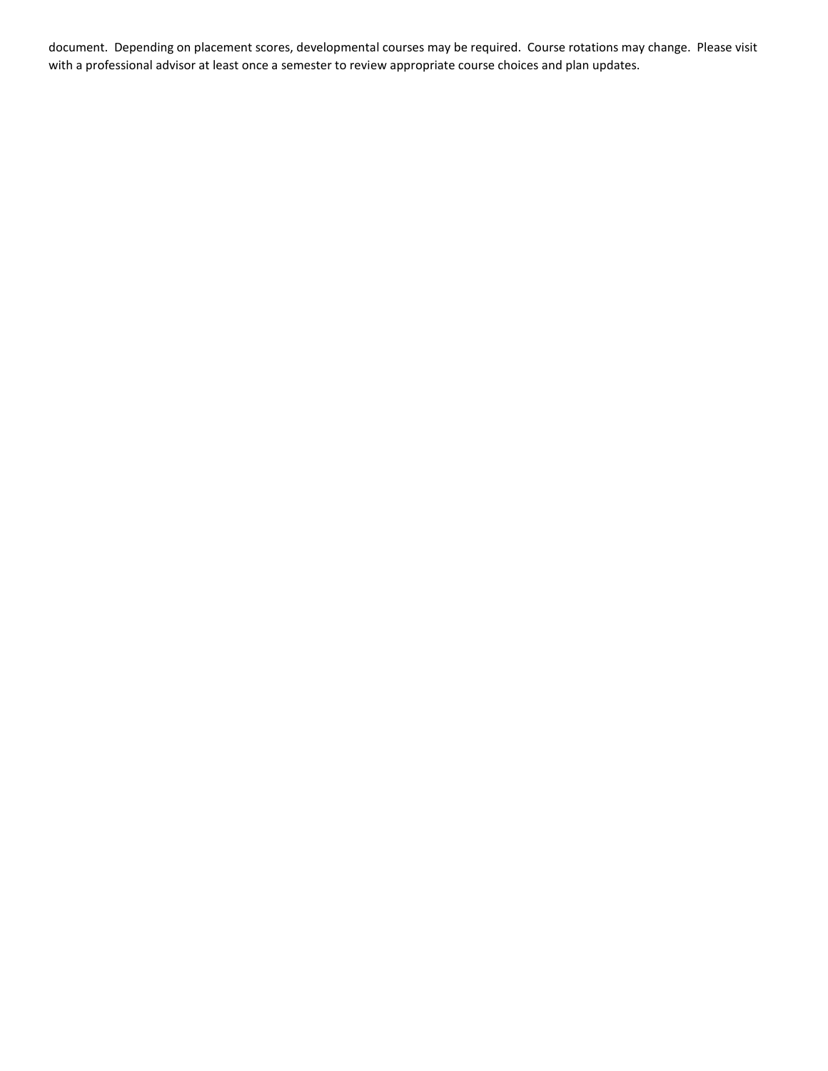document. Depending on placement scores, developmental courses may be required. Course rotations may change. Please visit with a professional advisor at least once a semester to review appropriate course choices and plan updates.